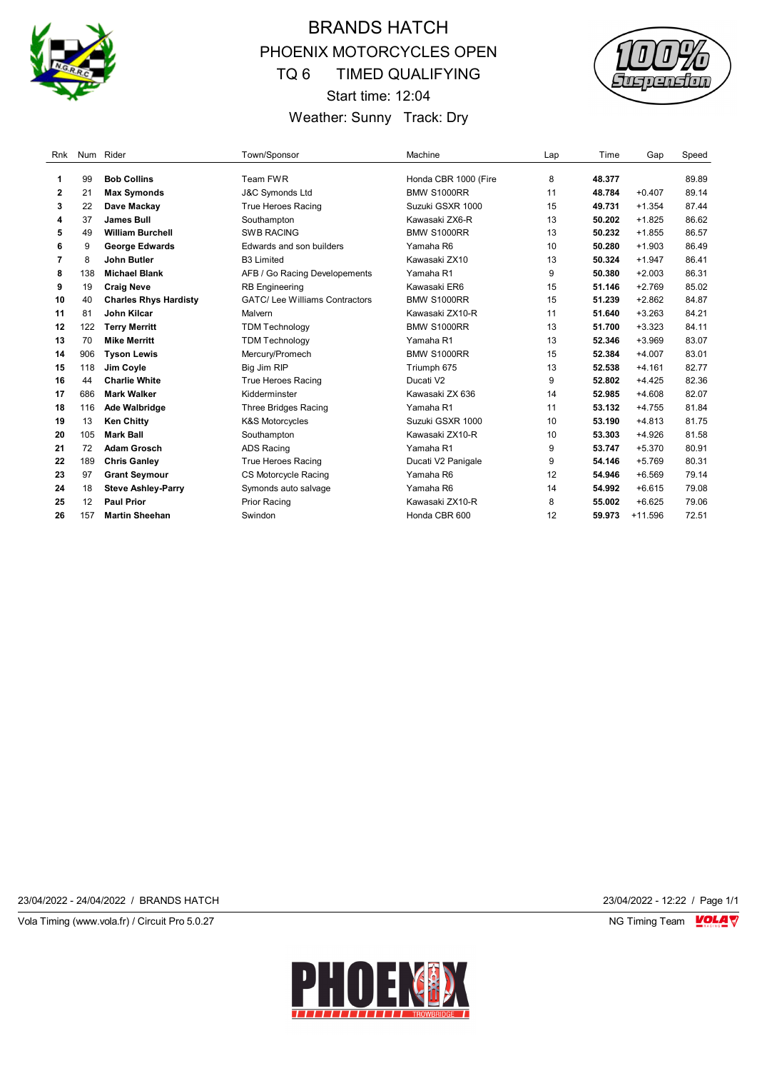# BRANDS HATCH

## PHOENIX MOTORCYCLES OPEN

## TQ 6 TIMED QUALIFYING

Start time: 12:04

Weather: Sunny Track: Dry

| Rnk | Num | Rider | Town/Sponsor | Machine | Lap | Time | Gap | Speed |
|---|---|---|---|---|---|---|---|---|
| 1 | 99 | **Bob Collins** | Team FWR | Honda CBR 1000 (Fire | 8 | **48.377** | | 89.89 |
| 2 | 21 | **Max Symonds** | J&C Symonds Ltd | BMW S1000RR | 11 | **48.784** | +0.407 | 89.14 |
| 3 | 22 | **Dave Mackay** | True Heroes Racing | Suzuki GSXR 1000 | 15 | **49.731** | +1.354 | 87.44 |
| 4 | 37 | **James Bull** | Southampton | Kawasaki ZX6-R | 13 | **50.202** | +1.825 | 86.62 |
| 5 | 49 | **William Burchell** | SWB RACING | BMW S1000RR | 13 | **50.232** | +1.855 | 86.57 |
| 6 | 9 | **George Edwards** | Edwards and son builders | Yamaha R6 | 10 | **50.280** | +1.903 | 86.49 |
| 7 | 8 | **John Butler** | B3 Limited | Kawasaki ZX10 | 13 | **50.324** | +1.947 | 86.41 |
| 8 | 138 | **Michael Blank** | AFB / Go Racing Developements | Yamaha R1 | 9 | **50.380** | +2.003 | 86.31 |
| 9 | 19 | **Craig Neve** | RB Engineering | Kawasaki ER6 | 15 | **51.146** | +2.769 | 85.02 |
| 10 | 40 | **Charles Rhys Hardisty** | GATC/ Lee Williams Contractors | BMW S1000RR | 15 | **51.239** | +2.862 | 84.87 |
| 11 | 81 | **John Kilcar** | Malvern | Kawasaki ZX10-R | 11 | **51.640** | +3.263 | 84.21 |
| 12 | 122 | **Terry Merritt** | TDM Technology | BMW S1000RR | 13 | **51.700** | +3.323 | 84.11 |
| 13 | 70 | **Mike Merritt** | TDM Technology | Yamaha R1 | 13 | **52.346** | +3.969 | 83.07 |
| 14 | 906 | **Tyson Lewis** | Mercury/Promech | BMW S1000RR | 15 | **52.384** | +4.007 | 83.01 |
| 15 | 118 | **Jim Coyle** | Big Jim RIP | Triumph 675 | 13 | **52.538** | +4.161 | 82.77 |
| 16 | 44 | **Charlie White** | True Heroes Racing | Ducati V2 | 9 | **52.802** | +4.425 | 82.36 |
| 17 | 686 | **Mark Walker** | Kidderminster | Kawasaki ZX 636 | 14 | **52.985** | +4.608 | 82.07 |
| 18 | 116 | **Ade Walbridge** | Three Bridges Racing | Yamaha R1 | 11 | **53.132** | +4.755 | 81.84 |
| 19 | 13 | **Ken Chitty** | K&S Motorcycles | Suzuki GSXR 1000 | 10 | **53.190** | +4.813 | 81.75 |
| 20 | 105 | **Mark Ball** | Southampton | Kawasaki ZX10-R | 10 | **53.303** | +4.926 | 81.58 |
| 21 | 72 | **Adam Grosch** | ADS Racing | Yamaha R1 | 9 | **53.747** | +5.370 | 80.91 |
| 22 | 189 | **Chris Ganley** | True Heroes Racing | Ducati V2 Panigale | 9 | **54.146** | +5.769 | 80.31 |
| 23 | 97 | **Grant Seymour** | CS Motorcycle Racing | Yamaha R6 | 12 | **54.946** | +6.569 | 79.14 |
| 24 | 18 | **Steve Ashley-Parry** | Symonds auto salvage | Yamaha R6 | 14 | **54.992** | +6.615 | 79.08 |
| 25 | 12 | **Paul Prior** | Prior Racing | Kawasaki ZX10-R | 8 | **55.002** | +6.625 | 79.06 |
| 26 | 157 | **Martin Sheehan** | Swindon | Honda CBR 600 | 12 | **59.973** | +11.596 | 72.51 |

23/04/2022 - 24/04/2022 / BRANDS HATCH

23/04/2022 - 12:22 / Page 1/1

Vola Timing (www.vola.fr) / Circuit Pro 5.0.27

NG Timing Team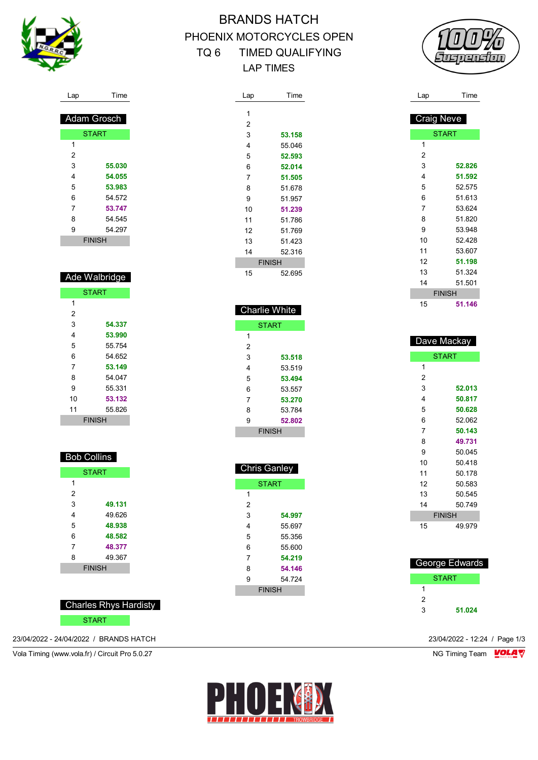# BRANDS HATCH

## PHOENIX MOTORCYCLES OPEN

## TQ 6 TIMED QUALIFYING

## LAP TIMES

### Adam Grosch

| Lap | Time |
|---|---|
| START | |
| 1 | |
| 2 | |
| 3 | **55.030** |
| 4 | **54.055** |
| 5 | **53.983** |
| 6 | 54.572 |
| 7 | **53.747** |
| 8 | 54.545 |
| 9 | 54.297 |
| FINISH | |

### Ade Walbridge

| Lap | Time |
|---|---|
| START | |
| 1 | |
| 2 | |
| 3 | **54.337** |
| 4 | **53.990** |
| 5 | 55.754 |
| 6 | 54.652 |
| 7 | **53.149** |
| 8 | 54.047 |
| 9 | 55.331 |
| 10 | **53.132** |
| 11 | 55.826 |
| FINISH | |

### Bob Collins

| Lap | Time |
|---|---|
| START | |
| 1 | |
| 2 | |
| 3 | **49.131** |
| 4 | 49.626 |
| 5 | **48.938** |
| 6 | **48.582** |
| 7 | **48.377** |
| 8 | 49.367 |
| FINISH | |

### Charles Rhys Hardisty

| Lap | Time |
|---|---|
| START | |
| 1 | |
| 2 | |
| 3 | **53.158** |
| 4 | 55.046 |
| 5 | **52.593** |
| 6 | **52.014** |
| 7 | **51.505** |
| 8 | 51.678 |
| 9 | 51.957 |
| 10 | **51.239** |
| 11 | 51.786 |
| 12 | 51.769 |
| 13 | 51.423 |
| 14 | 52.316 |
| FINISH | |
| 15 | 52.695 |

### Charlie White

| Lap | Time |
|---|---|
| START | |
| 1 | |
| 2 | |
| 3 | **53.518** |
| 4 | 53.519 |
| 5 | **53.494** |
| 6 | 53.557 |
| 7 | **53.270** |
| 8 | 53.784 |
| 9 | **52.802** |
| FINISH | |

### Chris Ganley

| Lap | Time |
|---|---|
| START | |
| 1 | |
| 2 | |
| 3 | **54.997** |
| 4 | 55.697 |
| 5 | 55.356 |
| 6 | 55.600 |
| 7 | **54.219** |
| 8 | **54.146** |
| 9 | 54.724 |
| FINISH | |

### Craig Neve

| Lap | Time |
|---|---|
| START | |
| 1 | |
| 2 | |
| 3 | **52.826** |
| 4 | **51.592** |
| 5 | 52.575 |
| 6 | 51.613 |
| 7 | 53.624 |
| 8 | 51.820 |
| 9 | 53.948 |
| 10 | 52.428 |
| 11 | 53.607 |
| 12 | **51.198** |
| 13 | 51.324 |
| 14 | 51.501 |
| FINISH | |
| 15 | **51.146** |

### Dave Mackay

| Lap | Time |
|---|---|
| START | |
| 1 | |
| 2 | |
| 3 | **52.013** |
| 4 | **50.817** |
| 5 | **50.628** |
| 6 | 52.062 |
| 7 | **50.143** |
| 8 | **49.731** |
| 9 | 50.045 |
| 10 | 50.418 |
| 11 | 50.178 |
| 12 | 50.583 |
| 13 | 50.545 |
| 14 | 50.749 |
| FINISH | |
| 15 | 49.979 |

### George Edwards

| Lap | Time |
|---|---|
| START | |
| 1 | |
| 2 | |
| 3 | **51.024** |

23/04/2022 - 24/04/2022 / BRANDS HATCH

Vola Timing (www.vola.fr) / Circuit Pro 5.0.27

23/04/2022 - 12:24

NG Timing Team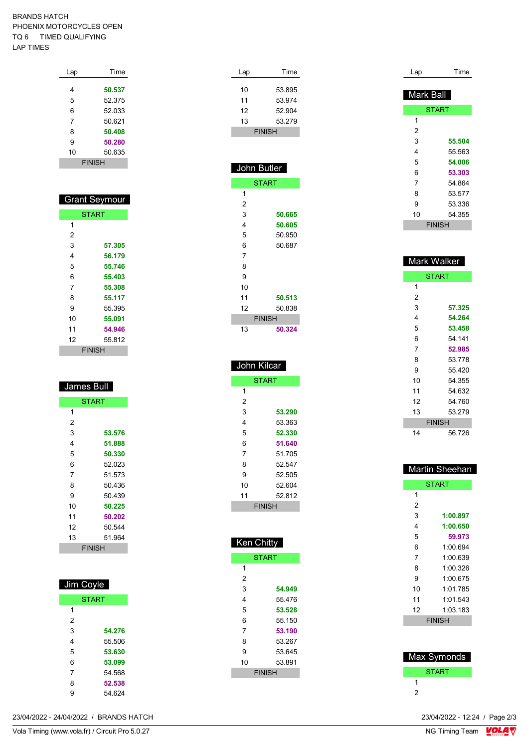BRANDS HATCH
PHOENIX MOTORCYCLES OPEN
TQ 6    TIMED QUALIFYING
LAP TIMES

| Lap | Time |
|---|---|
| 4 | **50.537** |
| 5 | 52.375 |
| 6 | 52.033 |
| 7 | 50.621 |
| 8 | **50.408** |
| 9 | **50.280** |
| 10 | 50.635 |
| FINISH | |

## Grant Seymour

| Lap | Time |
|---|---|
| START | |
| 1 | |
| 2 | |
| 3 | **57.305** |
| 4 | **56.179** |
| 5 | **55.746** |
| 6 | **55.403** |
| 7 | **55.308** |
| 8 | **55.117** |
| 9 | 55.395 |
| 10 | **55.091** |
| 11 | **54.946** |
| 12 | 55.812 |
| FINISH | |

## James Bull

| Lap | Time |
|---|---|
| START | |
| 1 | |
| 2 | |
| 3 | **53.576** |
| 4 | **51.888** |
| 5 | **50.330** |
| 6 | 52.023 |
| 7 | 51.573 |
| 8 | 50.436 |
| 9 | 50.439 |
| 10 | **50.225** |
| 11 | **50.202** |
| 12 | 50.544 |
| 13 | 51.964 |
| FINISH | |

## Jim Coyle

| Lap | Time |
|---|---|
| START | |
| 1 | |
| 2 | |
| 3 | **54.276** |
| 4 | 55.506 |
| 5 | **53.630** |
| 6 | **53.099** |
| 7 | 54.568 |
| 8 | **52.538** |
| 9 | 54.624 |

| Lap | Time |
|---|---|
| 10 | 53.895 |
| 11 | 53.974 |
| 12 | 52.904 |
| 13 | 53.279 |
| FINISH | |

## John Butler

| Lap | Time |
|---|---|
| START | |
| 1 | |
| 2 | |
| 3 | **50.665** |
| 4 | **50.605** |
| 5 | 50.950 |
| 6 | 50.687 |
| 7 | |
| 8 | |
| 9 | |
| 10 | |
| 11 | **50.513** |
| 12 | 50.838 |
| FINISH | |
| 13 | **50.324** |

## John Kilcar

| Lap | Time |
|---|---|
| START | |
| 1 | |
| 2 | |
| 3 | **53.290** |
| 4 | 53.363 |
| 5 | **52.330** |
| 6 | **51.640** |
| 7 | 51.705 |
| 8 | 52.547 |
| 9 | 52.505 |
| 10 | 52.604 |
| 11 | 52.812 |
| FINISH | |

## Ken Chitty

| Lap | Time |
|---|---|
| START | |
| 1 | |
| 2 | |
| 3 | **54.949** |
| 4 | 55.476 |
| 5 | **53.528** |
| 6 | 55.150 |
| 7 | **53.190** |
| 8 | 53.267 |
| 9 | 53.645 |
| 10 | 53.891 |
| FINISH | |

## Mark Ball

| Lap | Time |
|---|---|
| START | |
| 1 | |
| 2 | |
| 3 | **55.504** |
| 4 | 55.563 |
| 5 | **54.006** |
| 6 | **53.303** |
| 7 | 54.864 |
| 8 | 53.577 |
| 9 | 53.336 |
| 10 | 54.355 |
| FINISH | |

## Mark Walker

| Lap | Time |
|---|---|
| START | |
| 1 | |
| 2 | |
| 3 | **57.325** |
| 4 | **54.264** |
| 5 | **53.458** |
| 6 | 54.141 |
| 7 | **52.985** |
| 8 | 53.778 |
| 9 | 55.420 |
| 10 | 54.355 |
| 11 | 54.632 |
| 12 | 54.760 |
| 13 | 53.279 |
| FINISH | |
| 14 | 56.726 |

## Martin Sheehan

| Lap | Time |
|---|---|
| START | |
| 1 | |
| 2 | |
| 3 | **1:00.897** |
| 4 | **1:00.650** |
| 5 | **59.973** |
| 6 | 1:00.694 |
| 7 | 1:00.639 |
| 8 | 1:00.326 |
| 9 | 1:00.675 |
| 10 | 1:01.785 |
| 11 | 1:01.543 |
| 12 | 1:03.183 |
| FINISH | |

## Max Symonds

| Lap | Time |
|---|---|
| START | |
| 1 | |
| 2 | |

23/04/2022 - 24/04/2022 / BRANDS HATCH    23/04/2022 - 12:24

Vola Timing (www.vola.fr) / Circuit Pro 5.0.27    NG Timing Team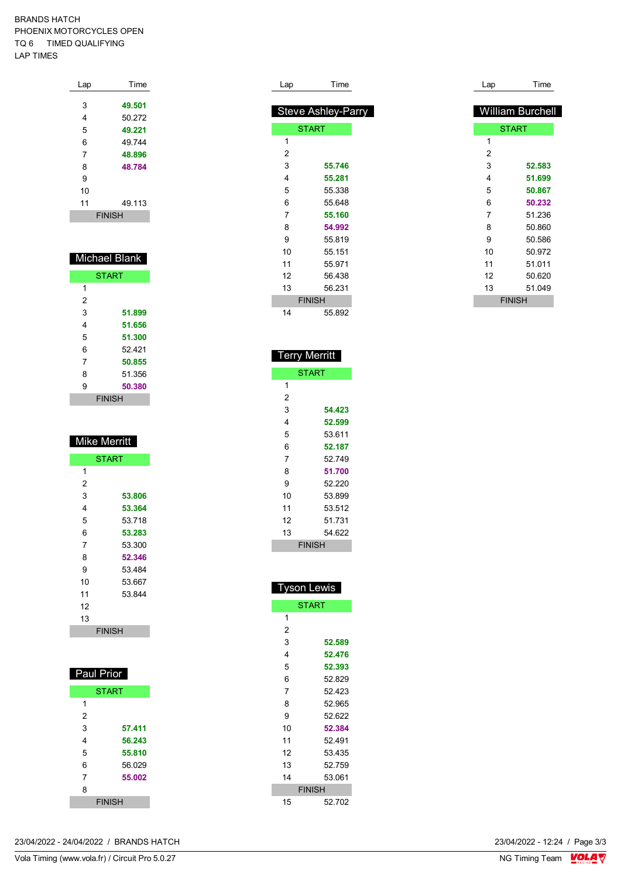BRANDS HATCH
PHOENIX MOTORCYCLES OPEN
TQ 6 TIMED QUALIFYING
LAP TIMES

| Lap | Time |
|---|---|
| 3 | **49.501** |
| 4 | 50.272 |
| 5 | **49.221** |
| 6 | 49.744 |
| 7 | **48.896** |
| 8 | **48.784** |
| 9 | |
| 10 | |
| 11 | 49.113 |
| FINISH | |

## Michael Blank

| Lap | Time |
|---|---|
| START | |
| 1 | |
| 2 | |
| 3 | **51.899** |
| 4 | **51.656** |
| 5 | **51.300** |
| 6 | 52.421 |
| 7 | **50.855** |
| 8 | 51.356 |
| 9 | **50.380** |
| FINISH | |

## Mike Merritt

| Lap | Time |
|---|---|
| START | |
| 1 | |
| 2 | |
| 3 | **53.806** |
| 4 | **53.364** |
| 5 | 53.718 |
| 6 | **53.283** |
| 7 | 53.300 |
| 8 | **52.346** |
| 9 | 53.484 |
| 10 | 53.667 |
| 11 | 53.844 |
| 12 | |
| 13 | |
| FINISH | |

## Paul Prior

| Lap | Time |
|---|---|
| START | |
| 1 | |
| 2 | |
| 3 | **57.411** |
| 4 | **56.243** |
| 5 | **55.810** |
| 6 | 56.029 |
| 7 | **55.002** |
| 8 | |
| FINISH | |

## Steve Ashley-Parry

| Lap | Time |
|---|---|
| START | |
| 1 | |
| 2 | |
| 3 | **55.746** |
| 4 | **55.281** |
| 5 | 55.338 |
| 6 | 55.648 |
| 7 | **55.160** |
| 8 | **54.992** |
| 9 | 55.819 |
| 10 | 55.151 |
| 11 | 55.971 |
| 12 | 56.438 |
| 13 | 56.231 |
| FINISH | |
| 14 | 55.892 |

## Terry Merritt

| Lap | Time |
|---|---|
| START | |
| 1 | |
| 2 | |
| 3 | **54.423** |
| 4 | **52.599** |
| 5 | 53.611 |
| 6 | **52.187** |
| 7 | 52.749 |
| 8 | **51.700** |
| 9 | 52.220 |
| 10 | 53.899 |
| 11 | 53.512 |
| 12 | 51.731 |
| 13 | 54.622 |
| FINISH | |

## Tyson Lewis

| Lap | Time |
|---|---|
| START | |
| 1 | |
| 2 | |
| 3 | **52.589** |
| 4 | **52.476** |
| 5 | **52.393** |
| 6 | 52.829 |
| 7 | 52.423 |
| 8 | 52.965 |
| 9 | 52.622 |
| 10 | **52.384** |
| 11 | 52.491 |
| 12 | 53.435 |
| 13 | 52.759 |
| 14 | 53.061 |
| FINISH | |
| 15 | 52.702 |

## William Burchell

| Lap | Time |
|---|---|
| START | |
| 1 | |
| 2 | |
| 3 | **52.583** |
| 4 | **51.699** |
| 5 | **50.867** |
| 6 | **50.232** |
| 7 | 51.236 |
| 8 | 50.860 |
| 9 | 50.586 |
| 10 | 50.972 |
| 11 | 51.011 |
| 12 | 50.620 |
| 13 | 51.049 |
| FINISH | |

23/04/2022 - 24/04/2022 / BRANDS HATCH
Vola Timing (www.vola.fr) / Circuit Pro 5.0.27
23/04/2022 - 12:24
NG Timing Team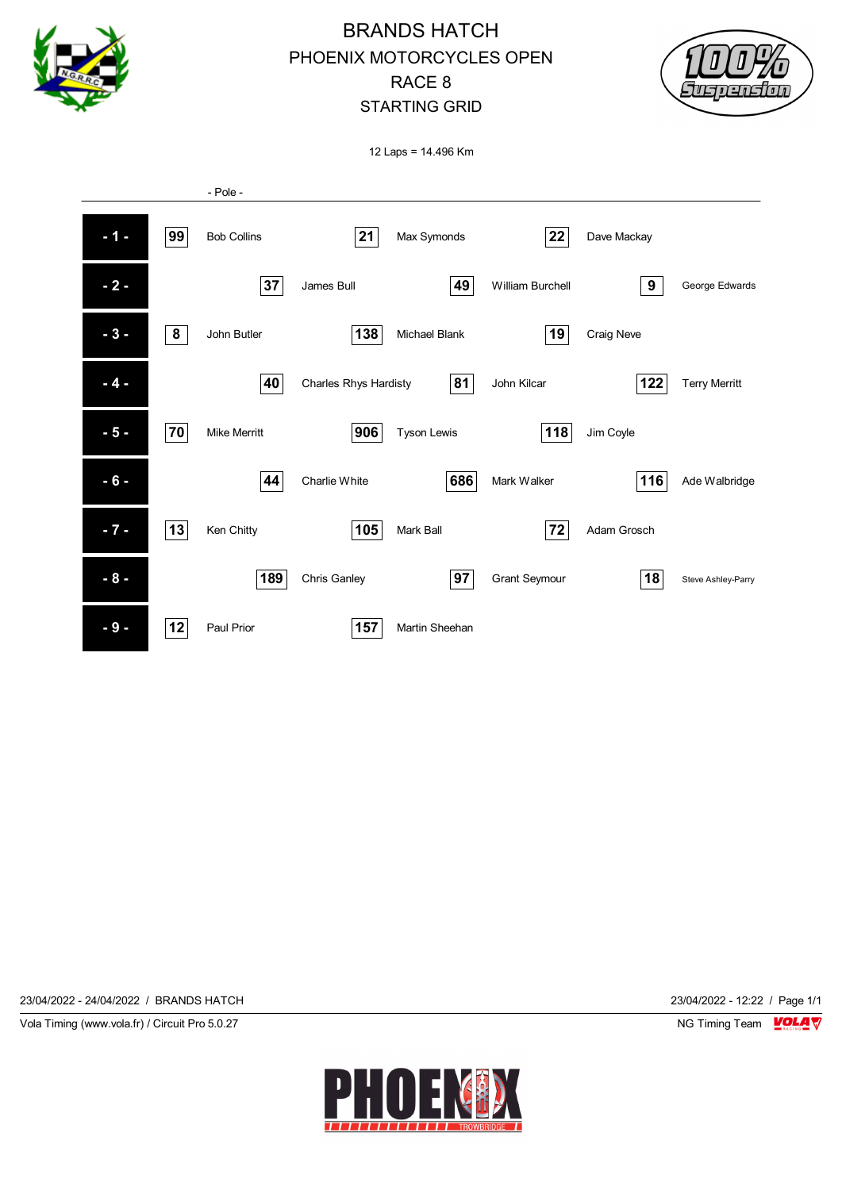# BRANDS HATCH
## PHOENIX MOTORCYCLES OPEN
## RACE 8
## STARTING GRID

12 Laps = 14.496 Km

- Pole -

| Row | No. | Rider | No. | Rider | No. | Rider |
|---|---|---|---|---|---|---|
| - 1 - | 99 | Bob Collins | 21 | Max Symonds | 22 | Dave Mackay |
| - 2 - | 37 | James Bull | 49 | William Burchell | 9 | George Edwards |
| - 3 - | 8 | John Butler | 138 | Michael Blank | 19 | Craig Neve |
| - 4 - | 40 | Charles Rhys Hardisty | 81 | John Kilcar | 122 | Terry Merritt |
| - 5 - | 70 | Mike Merritt | 906 | Tyson Lewis | 118 | Jim Coyle |
| - 6 - | 44 | Charlie White | 686 | Mark Walker | 116 | Ade Walbridge |
| - 7 - | 13 | Ken Chitty | 105 | Mark Ball | 72 | Adam Grosch |
| - 8 - | 189 | Chris Ganley | 97 | Grant Seymour | 18 | Steve Ashley-Parry |
| - 9 - | 12 | Paul Prior | 157 | Martin Sheehan | | |

23/04/2022 - 24/04/2022 / BRANDS HATCH — 23/04/2022 - 12:22

Vola Timing (www.vola.fr) / Circuit Pro 5.0.27 — NG Timing Team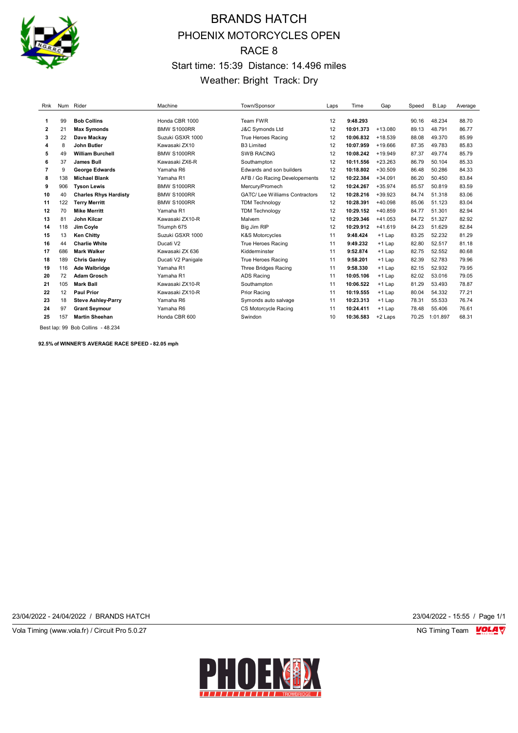# BRANDS HATCH

## PHOENIX MOTORCYCLES OPEN

## RACE 8

### Start time: 15:39 Distance: 14.496 miles

### Weather: Bright Track: Dry

| Rnk | Num | Rider | Machine | Town/Sponsor | Laps | Time | Gap | Speed | B.Lap | Average |
|---|---|---|---|---|---|---|---|---|---|---|
| 1 | 99 | **Bob Collins** | Honda CBR 1000 | Team FWR | 12 | **9:48.293** | | 90.16 | 48.234 | 88.70 |
| 2 | 21 | **Max Symonds** | BMW S1000RR | J&C Symonds Ltd | 12 | **10:01.373** | +13.080 | 89.13 | 48.791 | 86.77 |
| 3 | 22 | **Dave Mackay** | Suzuki GSXR 1000 | True Heroes Racing | 12 | **10:06.832** | +18.539 | 88.08 | 49.370 | 85.99 |
| 4 | 8 | **John Butler** | Kawasaki ZX10 | B3 Limited | 12 | **10:07.959** | +19.666 | 87.35 | 49.783 | 85.83 |
| 5 | 49 | **William Burchell** | BMW S1000RR | SWB RACING | 12 | **10:08.242** | +19.949 | 87.37 | 49.774 | 85.79 |
| 6 | 37 | **James Bull** | Kawasaki ZX6-R | Southampton | 12 | **10:11.556** | +23.263 | 86.79 | 50.104 | 85.33 |
| 7 | 9 | **George Edwards** | Yamaha R6 | Edwards and son builders | 12 | **10:18.802** | +30.509 | 86.48 | 50.286 | 84.33 |
| 8 | 138 | **Michael Blank** | Yamaha R1 | AFB / Go Racing Developements | 12 | **10:22.384** | +34.091 | 86.20 | 50.450 | 83.84 |
| 9 | 906 | **Tyson Lewis** | BMW S1000RR | Mercury/Promech | 12 | **10:24.267** | +35.974 | 85.57 | 50.819 | 83.59 |
| 10 | 40 | **Charles Rhys Hardisty** | BMW S1000RR | GATC/ Lee Williams Contractors | 12 | **10:28.216** | +39.923 | 84.74 | 51.318 | 83.06 |
| 11 | 122 | **Terry Merritt** | BMW S1000RR | TDM Technology | 12 | **10:28.391** | +40.098 | 85.06 | 51.123 | 83.04 |
| 12 | 70 | **Mike Merritt** | Yamaha R1 | TDM Technology | 12 | **10:29.152** | +40.859 | 84.77 | 51.301 | 82.94 |
| 13 | 81 | **John Kilcar** | Kawasaki ZX10-R | Malvern | 12 | **10:29.346** | +41.053 | 84.72 | 51.327 | 82.92 |
| 14 | 118 | **Jim Coyle** | Triumph 675 | Big Jim RIP | 12 | **10:29.912** | +41.619 | 84.23 | 51.629 | 82.84 |
| 15 | 13 | **Ken Chitty** | Suzuki GSXR 1000 | K&S Motorcycles | 11 | **9:48.424** | +1 Lap | 83.25 | 52.232 | 81.29 |
| 16 | 44 | **Charlie White** | Ducati V2 | True Heroes Racing | 11 | **9:49.232** | +1 Lap | 82.80 | 52.517 | 81.18 |
| 17 | 686 | **Mark Walker** | Kawasaki ZX 636 | Kidderminster | 11 | **9:52.874** | +1 Lap | 82.75 | 52.552 | 80.68 |
| 18 | 189 | **Chris Ganley** | Ducati V2 Panigale | True Heroes Racing | 11 | **9:58.201** | +1 Lap | 82.39 | 52.783 | 79.96 |
| 19 | 116 | **Ade Walbridge** | Yamaha R1 | Three Bridges Racing | 11 | **9:58.330** | +1 Lap | 82.15 | 52.932 | 79.95 |
| 20 | 72 | **Adam Grosch** | Yamaha R1 | ADS Racing | 11 | **10:05.106** | +1 Lap | 82.02 | 53.016 | 79.05 |
| 21 | 105 | **Mark Ball** | Kawasaki ZX10-R | Southampton | 11 | **10:06.522** | +1 Lap | 81.29 | 53.493 | 78.87 |
| 22 | 12 | **Paul Prior** | Kawasaki ZX10-R | Prior Racing | 11 | **10:19.555** | +1 Lap | 80.04 | 54.332 | 77.21 |
| 23 | 18 | **Steve Ashley-Parry** | Yamaha R6 | Symonds auto salvage | 11 | **10:23.313** | +1 Lap | 78.31 | 55.533 | 76.74 |
| 24 | 97 | **Grant Seymour** | Yamaha R6 | CS Motorcycle Racing | 11 | **10:24.411** | +1 Lap | 78.48 | 55.406 | 76.61 |
| 25 | 157 | **Martin Sheehan** | Honda CBR 600 | Swindon | 10 | **10:36.583** | +2 Laps | 70.25 | 1:01.897 | 68.31 |

Best lap: 99 Bob Collins - 48.234

**92.5% of WINNER'S AVERAGE RACE SPEED - 82.05 mph**

23/04/2022 - 24/04/2022 / BRANDS HATCH

23/04/2022 - 15:55 / Page 1/1

Vola Timing (www.vola.fr) / Circuit Pro 5.0.27

NG Timing Team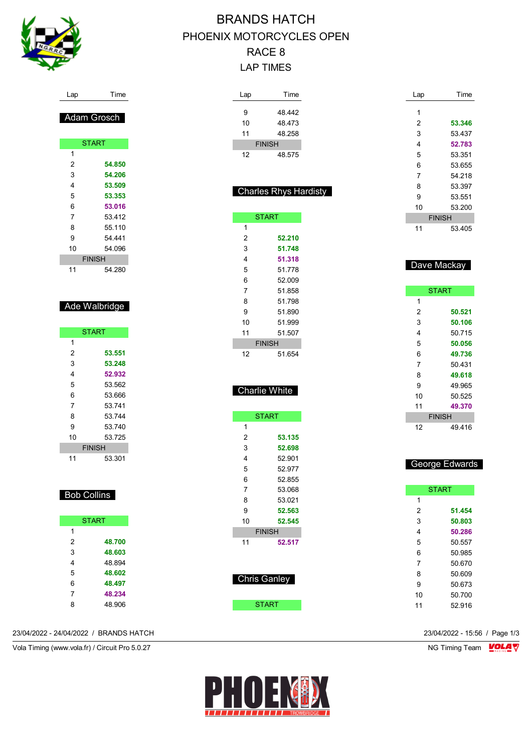# BRANDS HATCH

## PHOENIX MOTORCYCLES OPEN

## RACE 8

## LAP TIMES

### Adam Grosch

| Lap | Time |
|---|---|
| START | |
| 1 | |
| 2 | **54.850** |
| 3 | **54.206** |
| 4 | **53.509** |
| 5 | **53.353** |
| 6 | **53.016** |
| 7 | 53.412 |
| 8 | 55.110 |
| 9 | 54.441 |
| 10 | 54.096 |
| FINISH | |
| 11 | 54.280 |

### Ade Walbridge

| Lap | Time |
|---|---|
| START | |
| 1 | |
| 2 | **53.551** |
| 3 | **53.248** |
| 4 | **52.932** |
| 5 | 53.562 |
| 6 | 53.666 |
| 7 | 53.741 |
| 8 | 53.744 |
| 9 | 53.740 |
| 10 | 53.725 |
| FINISH | |
| 11 | 53.301 |

### Bob Collins

| Lap | Time |
|---|---|
| START | |
| 1 | |
| 2 | **48.700** |
| 3 | **48.603** |
| 4 | 48.894 |
| 5 | **48.602** |
| 6 | **48.497** |
| 7 | **48.234** |
| 8 | 48.906 |
| 9 | 48.442 |
| 10 | 48.473 |
| 11 | 48.258 |
| FINISH | |
| 12 | 48.575 |

### Charles Rhys Hardisty

| Lap | Time |
|---|---|
| START | |
| 1 | |
| 2 | **52.210** |
| 3 | **51.748** |
| 4 | **51.318** |
| 5 | 51.778 |
| 6 | 52.009 |
| 7 | 51.858 |
| 8 | 51.798 |
| 9 | 51.890 |
| 10 | 51.999 |
| 11 | 51.507 |
| FINISH | |
| 12 | 51.654 |

### Charlie White

| Lap | Time |
|---|---|
| START | |
| 1 | |
| 2 | **53.135** |
| 3 | **52.698** |
| 4 | 52.901 |
| 5 | 52.977 |
| 6 | 52.855 |
| 7 | 53.068 |
| 8 | 53.021 |
| 9 | **52.563** |
| 10 | **52.545** |
| FINISH | |
| 11 | **52.517** |

### Chris Ganley

| Lap | Time |
|---|---|
| START | |
| 1 | |
| 2 | **53.346** |
| 3 | 53.437 |
| 4 | **52.783** |
| 5 | 53.351 |
| 6 | 53.655 |
| 7 | 54.218 |
| 8 | 53.397 |
| 9 | 53.551 |
| 10 | 53.200 |
| FINISH | |
| 11 | 53.405 |

### Dave Mackay

| Lap | Time |
|---|---|
| START | |
| 1 | |
| 2 | **50.521** |
| 3 | **50.106** |
| 4 | 50.715 |
| 5 | **50.056** |
| 6 | **49.736** |
| 7 | 50.431 |
| 8 | **49.618** |
| 9 | 49.965 |
| 10 | 50.525 |
| 11 | **49.370** |
| FINISH | |
| 12 | 49.416 |

### George Edwards

| Lap | Time |
|---|---|
| START | |
| 1 | |
| 2 | **51.454** |
| 3 | **50.803** |
| 4 | **50.286** |
| 5 | 50.557 |
| 6 | 50.985 |
| 7 | 50.670 |
| 8 | 50.609 |
| 9 | 50.673 |
| 10 | 50.700 |
| 11 | 52.916 |

23/04/2022 - 24/04/2022 / BRANDS HATCH

23/04/2022 - 15:56

Vola Timing (www.vola.fr) / Circuit Pro 5.0.27

NG Timing Team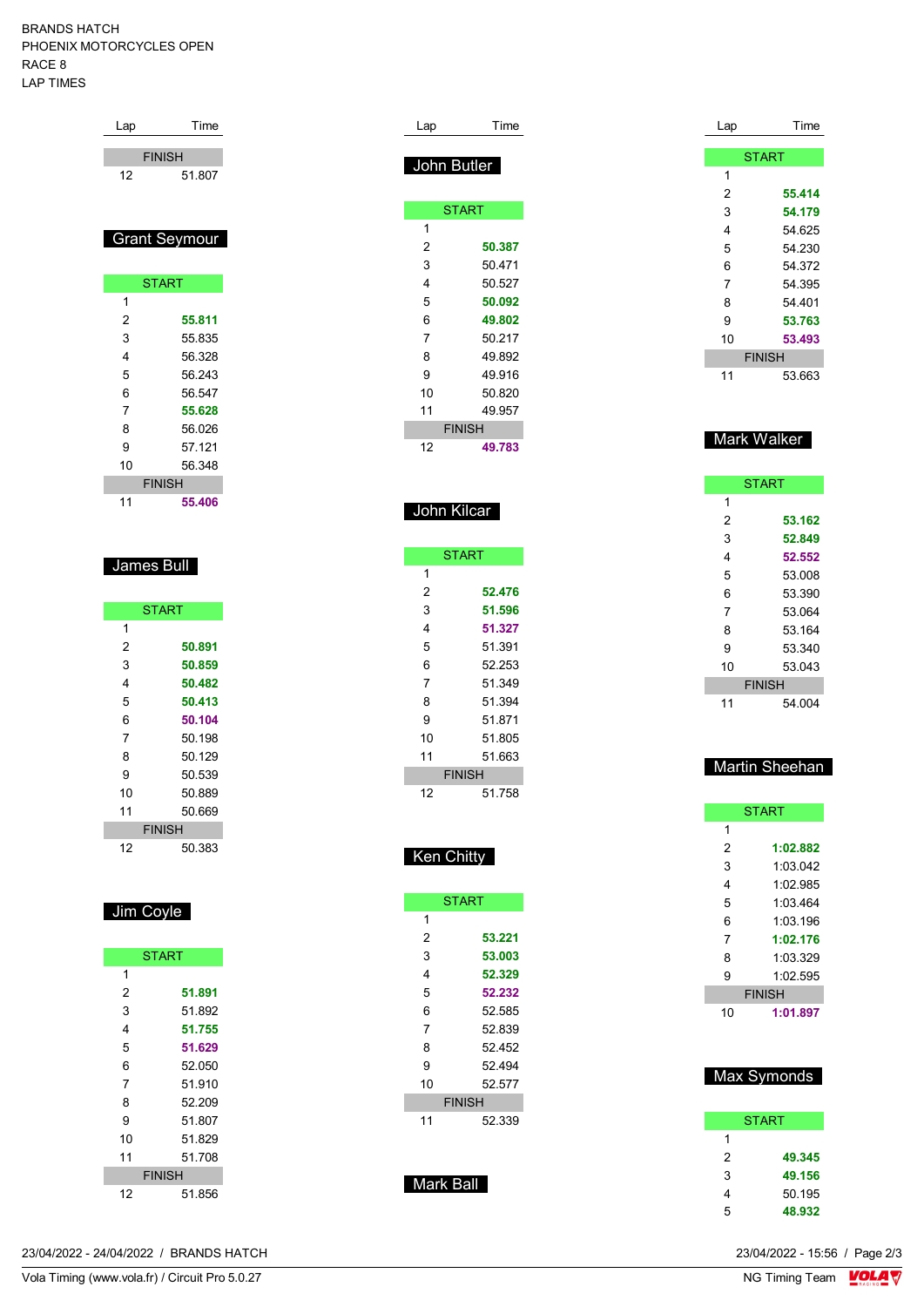BRANDS HATCH
PHOENIX MOTORCYCLES OPEN
RACE 8
LAP TIMES

| Lap | Time |
|---|---|
| FINISH | |
| 12 | 51.807 |

## Grant Seymour

| Lap | Time |
|---|---|
| START | |
| 1 | |
| 2 | **55.811** |
| 3 | 55.835 |
| 4 | 56.328 |
| 5 | 56.243 |
| 6 | 56.547 |
| 7 | **55.628** |
| 8 | 56.026 |
| 9 | 57.121 |
| 10 | 56.348 |
| FINISH | |
| 11 | **55.406** |

## James Bull

| Lap | Time |
|---|---|
| START | |
| 1 | |
| 2 | **50.891** |
| 3 | **50.859** |
| 4 | **50.482** |
| 5 | **50.413** |
| 6 | **50.104** |
| 7 | 50.198 |
| 8 | 50.129 |
| 9 | 50.539 |
| 10 | 50.889 |
| 11 | 50.669 |
| FINISH | |
| 12 | 50.383 |

## Jim Coyle

| Lap | Time |
|---|---|
| START | |
| 1 | |
| 2 | **51.891** |
| 3 | 51.892 |
| 4 | **51.755** |
| 5 | **51.629** |
| 6 | 52.050 |
| 7 | 51.910 |
| 8 | 52.209 |
| 9 | 51.807 |
| 10 | 51.829 |
| 11 | 51.708 |
| FINISH | |
| 12 | 51.856 |

## John Butler

| Lap | Time |
|---|---|
| START | |
| 1 | |
| 2 | **50.387** |
| 3 | 50.471 |
| 4 | 50.527 |
| 5 | **50.092** |
| 6 | **49.802** |
| 7 | 50.217 |
| 8 | 49.892 |
| 9 | 49.916 |
| 10 | 50.820 |
| 11 | 49.957 |
| FINISH | |
| 12 | **49.783** |

## John Kilcar

| Lap | Time |
|---|---|
| START | |
| 1 | |
| 2 | **52.476** |
| 3 | **51.596** |
| 4 | **51.327** |
| 5 | 51.391 |
| 6 | 52.253 |
| 7 | 51.349 |
| 8 | 51.394 |
| 9 | 51.871 |
| 10 | 51.805 |
| 11 | 51.663 |
| FINISH | |
| 12 | 51.758 |

## Ken Chitty

| Lap | Time |
|---|---|
| START | |
| 1 | |
| 2 | **53.221** |
| 3 | **53.003** |
| 4 | **52.329** |
| 5 | **52.232** |
| 6 | 52.585 |
| 7 | 52.839 |
| 8 | 52.452 |
| 9 | 52.494 |
| 10 | 52.577 |
| FINISH | |
| 11 | 52.339 |

## Mark Ball

| Lap | Time |
|---|---|
| START | |
| 1 | |
| 2 | **55.414** |
| 3 | **54.179** |
| 4 | 54.625 |
| 5 | 54.230 |
| 6 | 54.372 |
| 7 | 54.395 |
| 8 | 54.401 |
| 9 | **53.763** |
| 10 | **53.493** |
| FINISH | |
| 11 | 53.663 |

## Mark Walker

| Lap | Time |
|---|---|
| START | |
| 1 | |
| 2 | **53.162** |
| 3 | **52.849** |
| 4 | **52.552** |
| 5 | 53.008 |
| 6 | 53.390 |
| 7 | 53.064 |
| 8 | 53.164 |
| 9 | 53.340 |
| 10 | 53.043 |
| FINISH | |
| 11 | 54.004 |

## Martin Sheehan

| Lap | Time |
|---|---|
| START | |
| 1 | |
| 2 | **1:02.882** |
| 3 | 1:03.042 |
| 4 | 1:02.985 |
| 5 | 1:03.464 |
| 6 | 1:03.196 |
| 7 | **1:02.176** |
| 8 | 1:03.329 |
| 9 | 1:02.595 |
| FINISH | |
| 10 | **1:01.897** |

## Max Symonds

| Lap | Time |
|---|---|
| START | |
| 1 | |
| 2 | **49.345** |
| 3 | **49.156** |
| 4 | 50.195 |
| 5 | **48.932** |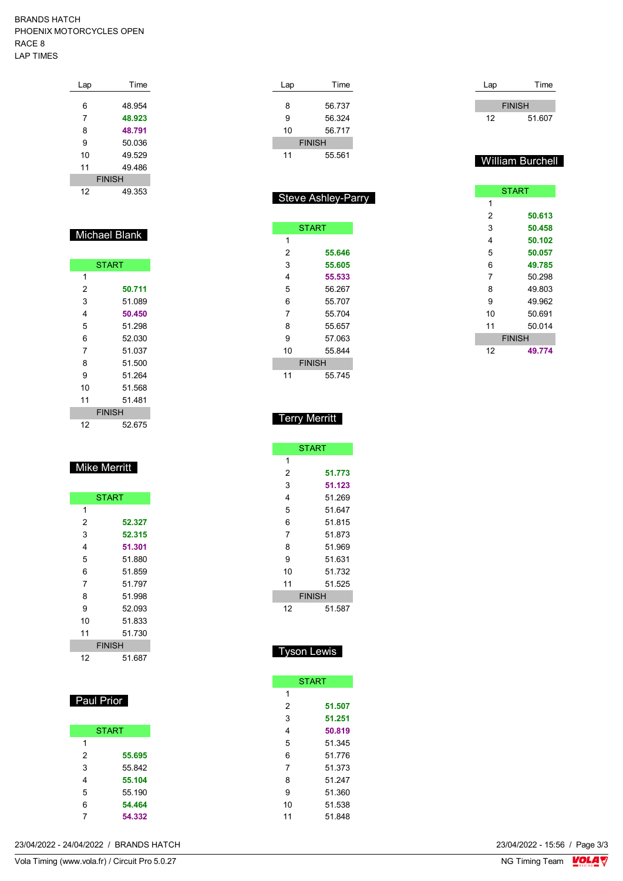BRANDS HATCH
PHOENIX MOTORCYCLES OPEN
RACE 8
LAP TIMES

| Lap | Time |
|---|---|
| 6 | 48.954 |
| 7 | **48.923** |
| 8 | **48.791** |
| 9 | 50.036 |
| 10 | 49.529 |
| 11 | 49.486 |
| FINISH | |
| 12 | 49.353 |

## Michael Blank

| Lap | Time |
|---|---|
| START | |
| 1 | |
| 2 | **50.711** |
| 3 | 51.089 |
| 4 | **50.450** |
| 5 | 51.298 |
| 6 | 52.030 |
| 7 | 51.037 |
| 8 | 51.500 |
| 9 | 51.264 |
| 10 | 51.568 |
| 11 | 51.481 |
| FINISH | |
| 12 | 52.675 |

## Mike Merritt

| Lap | Time |
|---|---|
| START | |
| 1 | |
| 2 | **52.327** |
| 3 | **52.315** |
| 4 | **51.301** |
| 5 | 51.880 |
| 6 | 51.859 |
| 7 | 51.797 |
| 8 | 51.998 |
| 9 | 52.093 |
| 10 | 51.833 |
| 11 | 51.730 |
| FINISH | |
| 12 | 51.687 |

## Paul Prior

| Lap | Time |
|---|---|
| START | |
| 1 | |
| 2 | **55.695** |
| 3 | 55.842 |
| 4 | **55.104** |
| 5 | 55.190 |
| 6 | **54.464** |
| 7 | **54.332** |

| Lap | Time |
|---|---|
| 8 | 56.737 |
| 9 | 56.324 |
| 10 | 56.717 |
| FINISH | |
| 11 | 55.561 |

## Steve Ashley-Parry

| Lap | Time |
|---|---|
| START | |
| 1 | |
| 2 | **55.646** |
| 3 | **55.605** |
| 4 | **55.533** |
| 5 | 56.267 |
| 6 | 55.707 |
| 7 | 55.704 |
| 8 | 55.657 |
| 9 | 57.063 |
| 10 | 55.844 |
| FINISH | |
| 11 | 55.745 |

## Terry Merritt

| Lap | Time |
|---|---|
| START | |
| 1 | |
| 2 | **51.773** |
| 3 | **51.123** |
| 4 | 51.269 |
| 5 | 51.647 |
| 6 | 51.815 |
| 7 | 51.873 |
| 8 | 51.969 |
| 9 | 51.631 |
| 10 | 51.732 |
| 11 | 51.525 |
| FINISH | |
| 12 | 51.587 |

## Tyson Lewis

| Lap | Time |
|---|---|
| START | |
| 1 | |
| 2 | **51.507** |
| 3 | **51.251** |
| 4 | **50.819** |
| 5 | 51.345 |
| 6 | 51.776 |
| 7 | 51.373 |
| 8 | 51.247 |
| 9 | 51.360 |
| 10 | 51.538 |
| 11 | 51.848 |

| Lap | Time |
|---|---|
| FINISH | |
| 12 | 51.607 |

## William Burchell

| Lap | Time |
|---|---|
| START | |
| 1 | |
| 2 | **50.613** |
| 3 | **50.458** |
| 4 | **50.102** |
| 5 | **50.057** |
| 6 | **49.785** |
| 7 | 50.298 |
| 8 | 49.803 |
| 9 | 49.962 |
| 10 | 50.691 |
| 11 | 50.014 |
| FINISH | |
| 12 | **49.774** |

23/04/2022 - 24/04/2022 / BRANDS HATCH

Vola Timing (www.vola.fr) / Circuit Pro 5.0.27

23/04/2022 - 15:56

NG Timing Team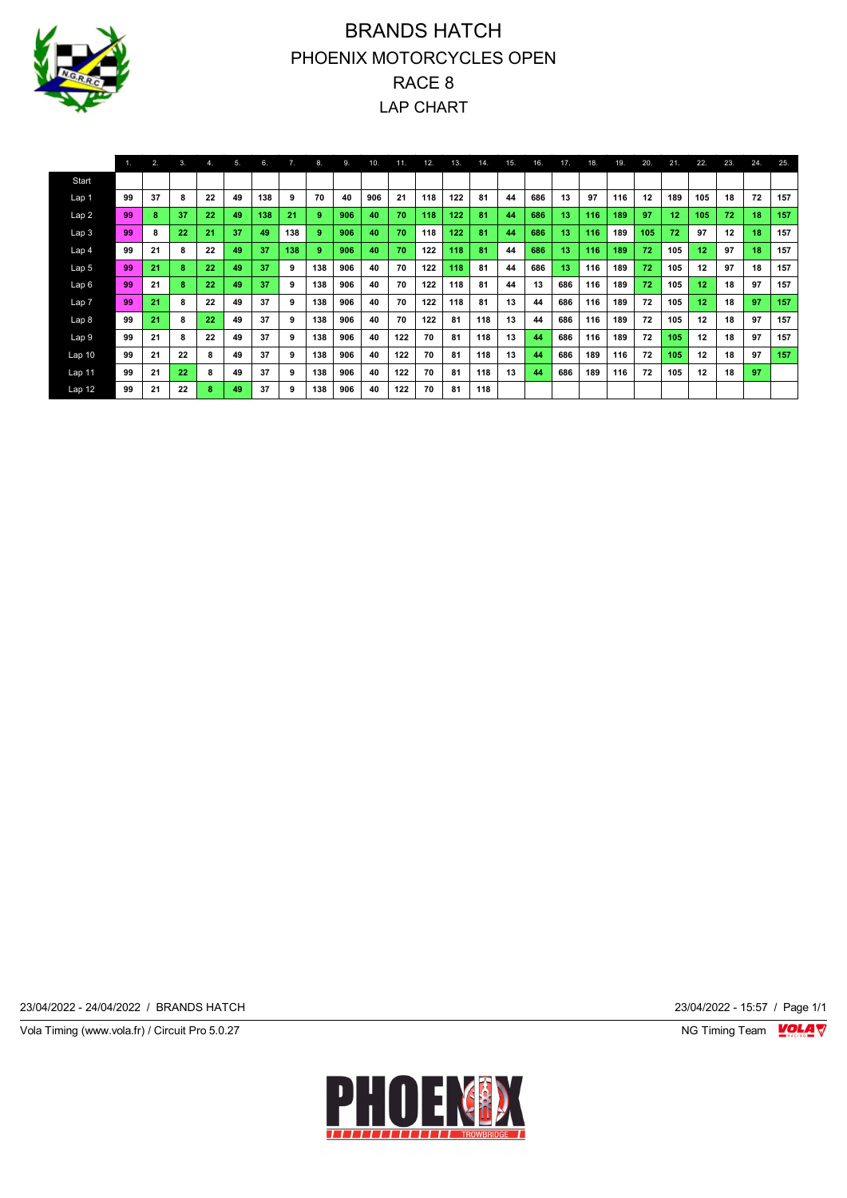# BRANDS HATCH
# PHOENIX MOTORCYCLES OPEN
# RACE 8
# LAP CHART

| | 1. | 2. | 3. | 4. | 5. | 6. | 7. | 8. | 9. | 10. | 11. | 12. | 13. | 14. | 15. | 16. | 17. | 18. | 19. | 20. | 21. | 22. | 23. | 24. | 25. |
|---|---|---|---|---|---|---|---|---|---|---|---|---|---|---|---|---|---|---|---|---|---|---|---|---|---|
| Start | | | | | | | | | | | | | | | | | | | | | | | | | |
| Lap 1 | 99 | 37 | 8 | 22 | 49 | 138 | 9 | 70 | 40 | 906 | 21 | 118 | 122 | 81 | 44 | 686 | 13 | 97 | 116 | 12 | 189 | 105 | 18 | 72 | 157 |
| Lap 2 | 99 | 8 | 37 | 22 | 49 | 138 | 21 | 9 | 906 | 40 | 70 | 118 | 122 | 81 | 44 | 686 | 13 | 116 | 189 | 97 | 12 | 105 | 72 | 18 | 157 |
| Lap 3 | 99 | 8 | 22 | 21 | 37 | 49 | 138 | 9 | 906 | 40 | 70 | 118 | 122 | 81 | 44 | 686 | 13 | 116 | 189 | 105 | 72 | 97 | 12 | 18 | 157 |
| Lap 4 | 99 | 21 | 8 | 22 | 49 | 37 | 138 | 9 | 906 | 40 | 70 | 122 | 118 | 81 | 44 | 686 | 13 | 116 | 189 | 72 | 105 | 12 | 97 | 18 | 157 |
| Lap 5 | 99 | 21 | 8 | 22 | 49 | 37 | 9 | 138 | 906 | 40 | 70 | 122 | 118 | 81 | 44 | 686 | 13 | 116 | 189 | 72 | 105 | 12 | 97 | 18 | 157 |
| Lap 6 | 99 | 21 | 8 | 22 | 49 | 37 | 9 | 138 | 906 | 40 | 70 | 122 | 118 | 81 | 44 | 13 | 686 | 116 | 189 | 72 | 105 | 12 | 18 | 97 | 157 |
| Lap 7 | 99 | 21 | 8 | 22 | 49 | 37 | 9 | 138 | 906 | 40 | 70 | 122 | 118 | 81 | 13 | 44 | 686 | 116 | 189 | 72 | 105 | 12 | 18 | 97 | 157 |
| Lap 8 | 99 | 21 | 8 | 22 | 49 | 37 | 9 | 138 | 906 | 40 | 70 | 122 | 81 | 118 | 13 | 44 | 686 | 116 | 189 | 72 | 105 | 12 | 18 | 97 | 157 |
| Lap 9 | 99 | 21 | 8 | 22 | 49 | 37 | 9 | 138 | 906 | 40 | 122 | 70 | 81 | 118 | 13 | 44 | 686 | 116 | 189 | 72 | 105 | 12 | 18 | 97 | 157 |
| Lap 10 | 99 | 21 | 22 | 8 | 49 | 37 | 9 | 138 | 906 | 40 | 122 | 70 | 81 | 118 | 13 | 44 | 686 | 189 | 116 | 72 | 105 | 12 | 18 | 97 | 157 |
| Lap 11 | 99 | 21 | 22 | 8 | 49 | 37 | 9 | 138 | 906 | 40 | 122 | 70 | 81 | 118 | 13 | 44 | 686 | 189 | 116 | 72 | 105 | 12 | 18 | 97 | |
| Lap 12 | 99 | 21 | 22 | 8 | 49 | 37 | 9 | 138 | 906 | 40 | 122 | 70 | 81 | 118 | | | | | | | | | | | |

23/04/2022 - 24/04/2022 / BRANDS HATCH

23/04/2022 - 15:57

Vola Timing (www.vola.fr) / Circuit Pro 5.0.27

NG Timing Team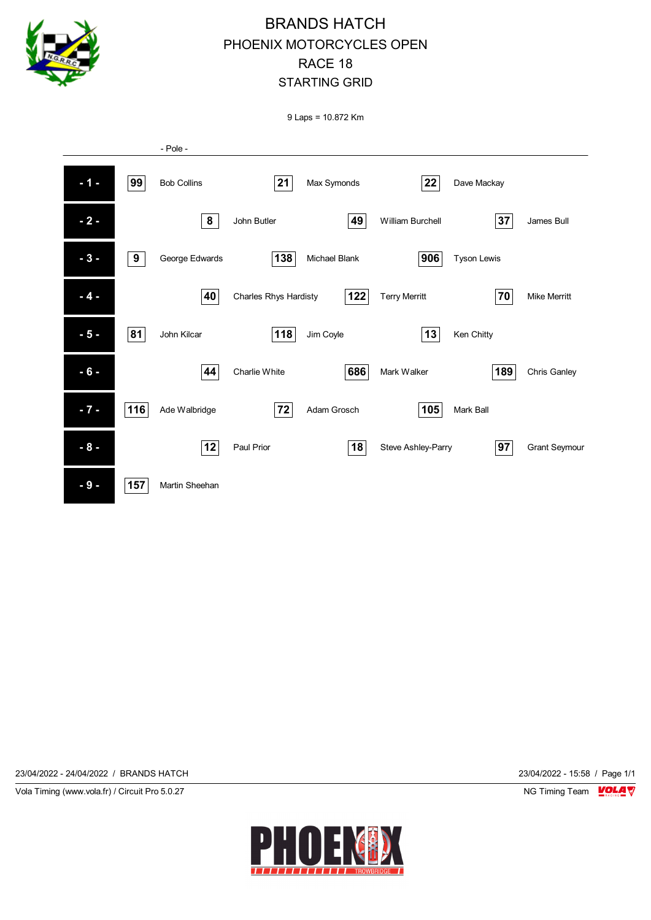# BRANDS HATCH
## PHOENIX MOTORCYCLES OPEN
## RACE 18
## STARTING GRID

9 Laps = 10.872 Km

- Pole -

| Row | No. | Rider | No. | Rider | No. | Rider |
|---|---|---|---|---|---|---|
| - 1 - | 99 | Bob Collins | 21 | Max Symonds | 22 | Dave Mackay |
| - 2 - | 8 | John Butler | 49 | William Burchell | 37 | James Bull |
| - 3 - | 9 | George Edwards | 138 | Michael Blank | 906 | Tyson Lewis |
| - 4 - | 40 | Charles Rhys Hardisty | 122 | Terry Merritt | 70 | Mike Merritt |
| - 5 - | 81 | John Kilcar | 118 | Jim Coyle | 13 | Ken Chitty |
| - 6 - | 44 | Charlie White | 686 | Mark Walker | 189 | Chris Ganley |
| - 7 - | 116 | Ade Walbridge | 72 | Adam Grosch | 105 | Mark Ball |
| - 8 - | 12 | Paul Prior | 18 | Steve Ashley-Parry | 97 | Grant Seymour |
| - 9 - | 157 | Martin Sheehan | | | | |

23/04/2022 - 24/04/2022 / BRANDS HATCH

23/04/2022 - 15:58

Vola Timing (www.vola.fr) / Circuit Pro 5.0.27

NG Timing Team